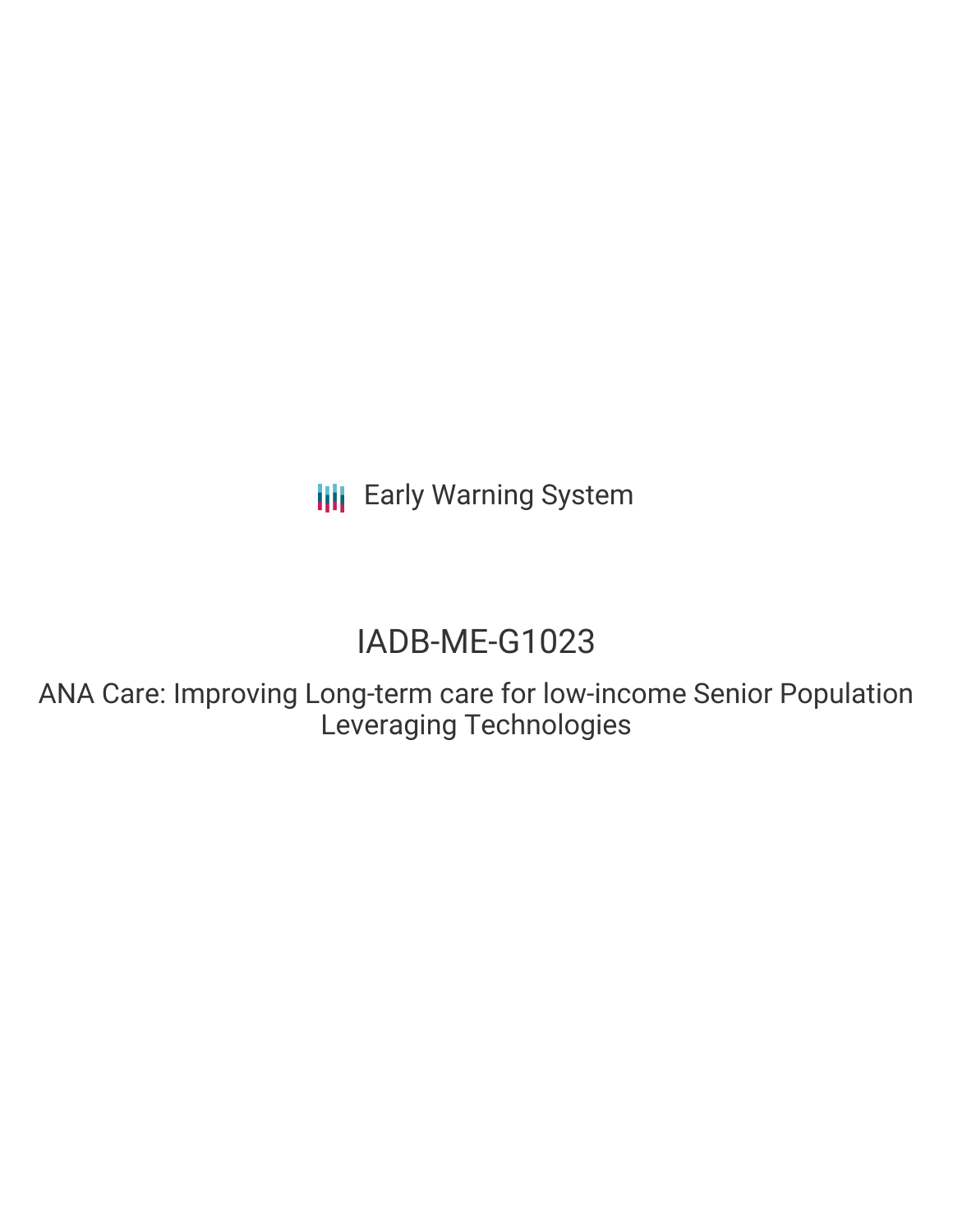Early Warning System

# IADB-ME-G1023

## ANA Care: Improving Long-term care for low-income Senior Population Leveraging Technologies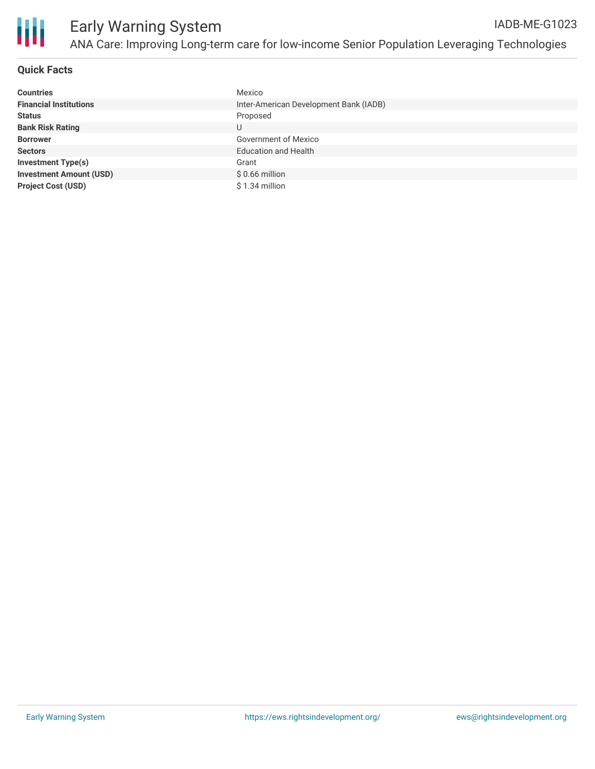# Early Warning System

## ANA Care: Improving Long-term care for low-income Senior Population Leveraging Technologies

IADB-ME-G1023

### Quick Facts

| | |
|---|---|
| **Countries** | Mexico |
| **Financial Institutions** | Inter-American Development Bank (IADB) |
| **Status** | Proposed |
| **Bank Risk Rating** | U |
| **Borrower** | Government of Mexico |
| **Sectors** | Education and Health |
| **Investment Type(s)** | Grant |
| **Investment Amount (USD)** | $ 0.66 million |
| **Project Cost (USD)** | $ 1.34 million |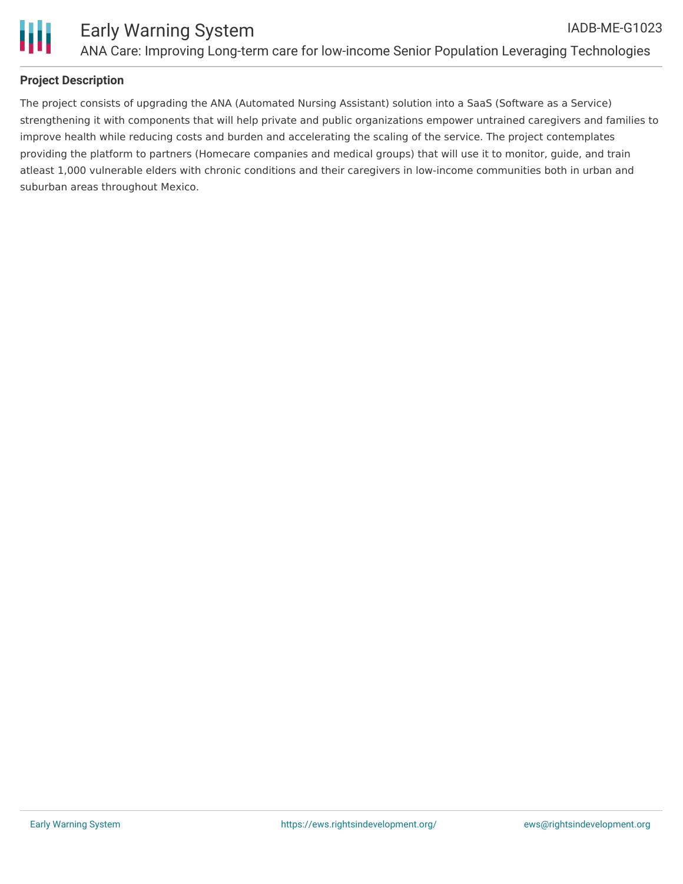## Project Description

The project consists of upgrading the ANA (Automated Nursing Assistant) solution into a SaaS (Software as a Service) strengthening it with components that will help private and public organizations empower untrained caregivers and families to improve health while reducing costs and burden and accelerating the scaling of the service. The project contemplates providing the platform to partners (Homecare companies and medical groups) that will use it to monitor, guide, and train atleast 1,000 vulnerable elders with chronic conditions and their caregivers in low-income communities both in urban and suburban areas throughout Mexico.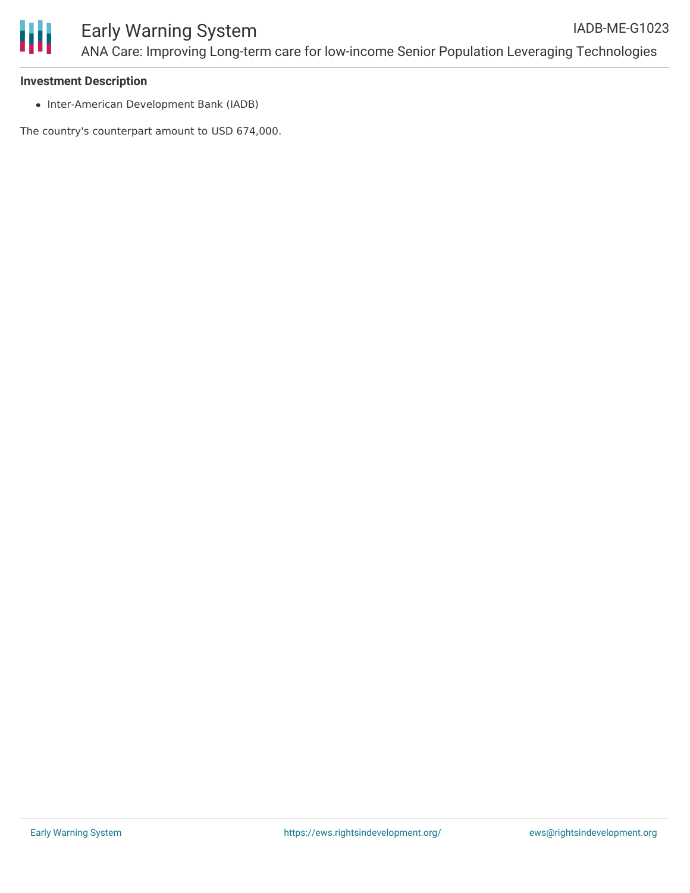**Investment Description**

- Inter-American Development Bank (IADB)

The country's counterpart amount to USD 674,000.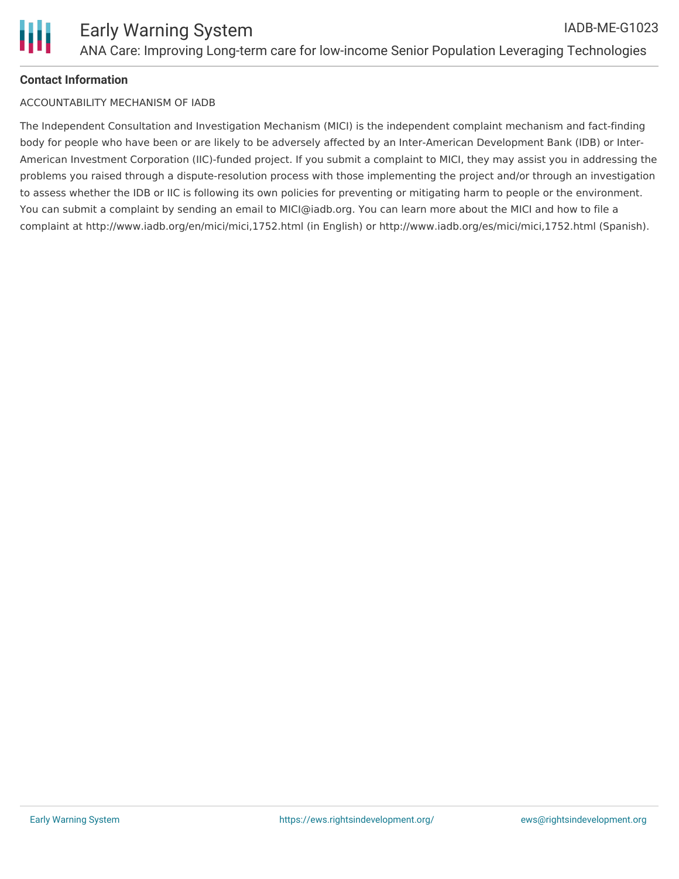**Contact Information**

ACCOUNTABILITY MECHANISM OF IADB

The Independent Consultation and Investigation Mechanism (MICI) is the independent complaint mechanism and fact-finding body for people who have been or are likely to be adversely affected by an Inter-American Development Bank (IDB) or Inter-American Investment Corporation (IIC)-funded project. If you submit a complaint to MICI, they may assist you in addressing the problems you raised through a dispute-resolution process with those implementing the project and/or through an investigation to assess whether the IDB or IIC is following its own policies for preventing or mitigating harm to people or the environment. You can submit a complaint by sending an email to MICI@iadb.org. You can learn more about the MICI and how to file a complaint at http://www.iadb.org/en/mici/mici,1752.html (in English) or http://www.iadb.org/es/mici/mici,1752.html (Spanish).